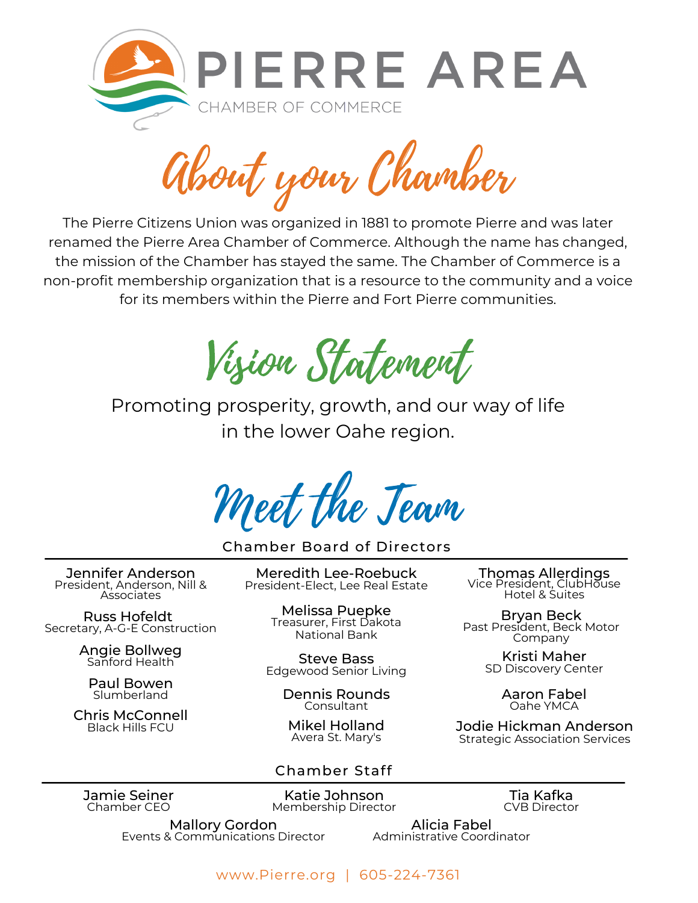# PIERRE AREA
CHAMBER OF COMMERCE

## About your Chamber

The Pierre Citizens Union was organized in 1881 to promote Pierre and was later renamed the Pierre Area Chamber of Commerce. Although the name has changed, the mission of the Chamber has stayed the same. The Chamber of Commerce is a non-profit membership organization that is a resource to the community and a voice for its members within the Pierre and Fort Pierre communities.

## Vision Statement

Promoting prosperity, growth, and our way of life in the lower Oahe region.

## Meet the Team

### Chamber Board of Directors

**Jennifer Anderson**
President, Anderson, Nill & Associates

**Russ Hofeldt**
Secretary, A-G-E Construction

**Angie Bollweg**
Sanford Health

**Paul Bowen**
Slumberland

**Chris McConnell**
Black Hills FCU

**Meredith Lee-Roebuck**
President-Elect, Lee Real Estate

**Melissa Puepke**
Treasurer, First Dakota National Bank

**Steve Bass**
Edgewood Senior Living

**Dennis Rounds**
Consultant

**Mikel Holland**
Avera St. Mary's

**Thomas Allerdings**
Vice President, ClubHouse Hotel & Suites

**Bryan Beck**
Past President, Beck Motor Company

**Kristi Maher**
SD Discovery Center

**Aaron Fabel**
Oahe YMCA

**Jodie Hickman Anderson**
Strategic Association Services

### Chamber Staff

**Jamie Seiner**
Chamber CEO

**Katie Johnson**
Membership Director

**Tia Kafka**
CVB Director

**Mallory Gordon**
Events & Communications Director

**Alicia Fabel**
Administrative Coordinator

www.Pierre.org | 605-224-7361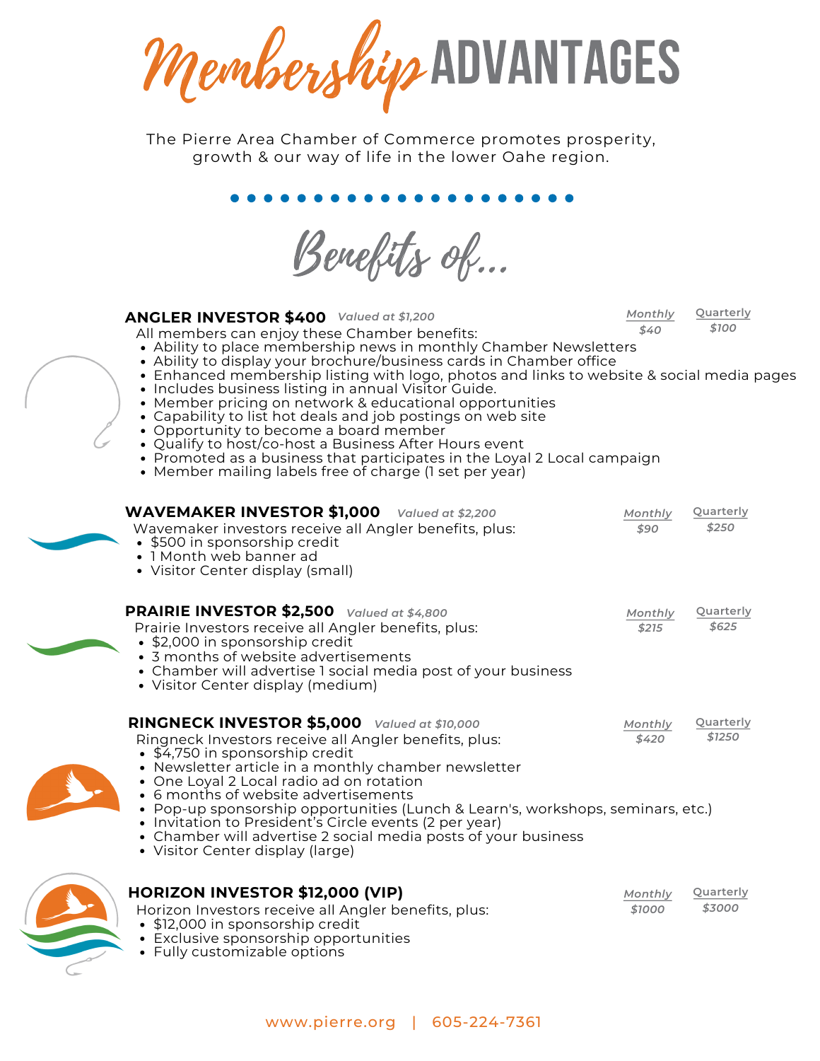# Membership ADVANTAGES

The Pierre Area Chamber of Commerce promotes prosperity, growth & our way of life in the lower Oahe region.

## Benefits of...

### ANGLER INVESTOR $400 *Valued at $1,200*

*Monthly $40* | *Quarterly $100*

All members can enjoy these Chamber benefits:

- Ability to place membership news in monthly Chamber Newsletters
- Ability to display your brochure/business cards in Chamber office
- Enhanced membership listing with logo, photos and links to website & social media pages
- Includes business listing in annual Visitor Guide.
- Member pricing on network & educational opportunities
- Capability to list hot deals and job postings on web site
- Opportunity to become a board member
- Qualify to host/co-host a Business After Hours event
- Promoted as a business that participates in the Loyal 2 Local campaign
- Member mailing labels free of charge (1 set per year)

### WAVEMAKER INVESTOR $1,000 *Valued at $2,200*

*Monthly $90* | *Quarterly $250*

Wavemaker investors receive all Angler benefits, plus:

- $500 in sponsorship credit
- 1 Month web banner ad
- Visitor Center display (small)

### PRAIRIE INVESTOR $2,500 *Valued at $4,800*

*Monthly $215* | *Quarterly $625*

Prairie Investors receive all Angler benefits, plus:

- $2,000 in sponsorship credit
- 3 months of website advertisements
- Chamber will advertise 1 social media post of your business
- Visitor Center display (medium)

### RINGNECK INVESTOR $5,000 *Valued at $10,000*

*Monthly $420* | *Quarterly $1250*

Ringneck Investors receive all Angler benefits, plus:

- $4,750 in sponsorship credit
- Newsletter article in a monthly chamber newsletter
- One Loyal 2 Local radio ad on rotation
- 6 months of website advertisements
- Pop-up sponsorship opportunities (Lunch & Learn's, workshops, seminars, etc.)
- Invitation to President's Circle events (2 per year)
- Chamber will advertise 2 social media posts of your business
- Visitor Center display (large)

### HORIZON INVESTOR $12,000 (VIP)

*Monthly $1000* | *Quarterly $3000*

Horizon Investors receive all Angler benefits, plus:

- $12,000 in sponsorship credit
- Exclusive sponsorship opportunities
- Fully customizable options

www.pierre.org | 605-224-7361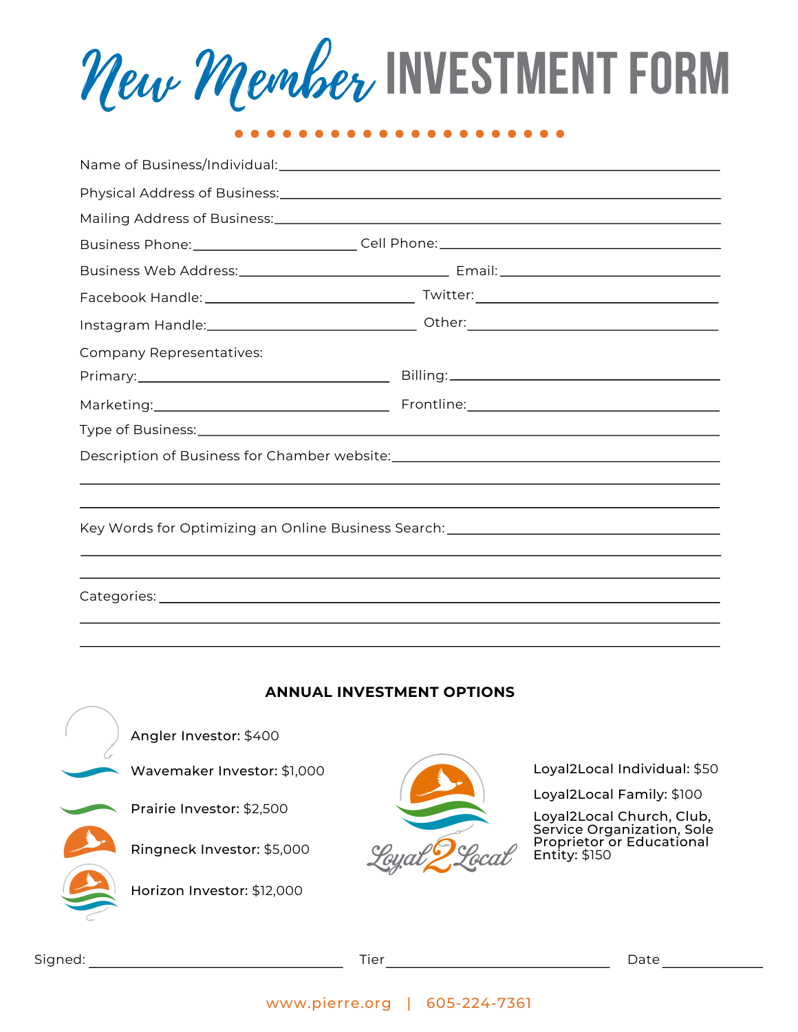# New Member INVESTMENT FORM

Name of Business/Individual: ______________________________

Physical Address of Business: ______________________________

Mailing Address of Business: ______________________________

Business Phone: ______________ Cell Phone: ______________

Business Web Address: ______________ Email: ______________

Facebook Handle: ______________ Twitter: ______________

Instagram Handle: ______________ Other: ______________

Company Representatives:

Primary: ______________ Billing: ______________

Marketing: ______________ Frontline: ______________

Type of Business: ______________________________

Description of Business for Chamber website: ______________________________

______________________________

______________________________

Key Words for Optimizing an Online Business Search: ______________________________

______________________________

______________________________

Categories: ______________________________

______________________________

______________________________

**ANNUAL INVESTMENT OPTIONS**

**Angler Investor:** $400

**Wavemaker Investor:** $1,000

**Prairie Investor:** $2,500

**Ringneck Investor:** $5,000

**Horizon Investor:** $12,000

Loyal2Local

**Loyal2Local Individual:** $50

**Loyal2Local Family:** $100

**Loyal2Local Church, Club, Service Organization, Sole Proprietor or Educational Entity:** $150

Signed: ______________ Tier ______________ Date ______________

www.pierre.org | 605-224-7361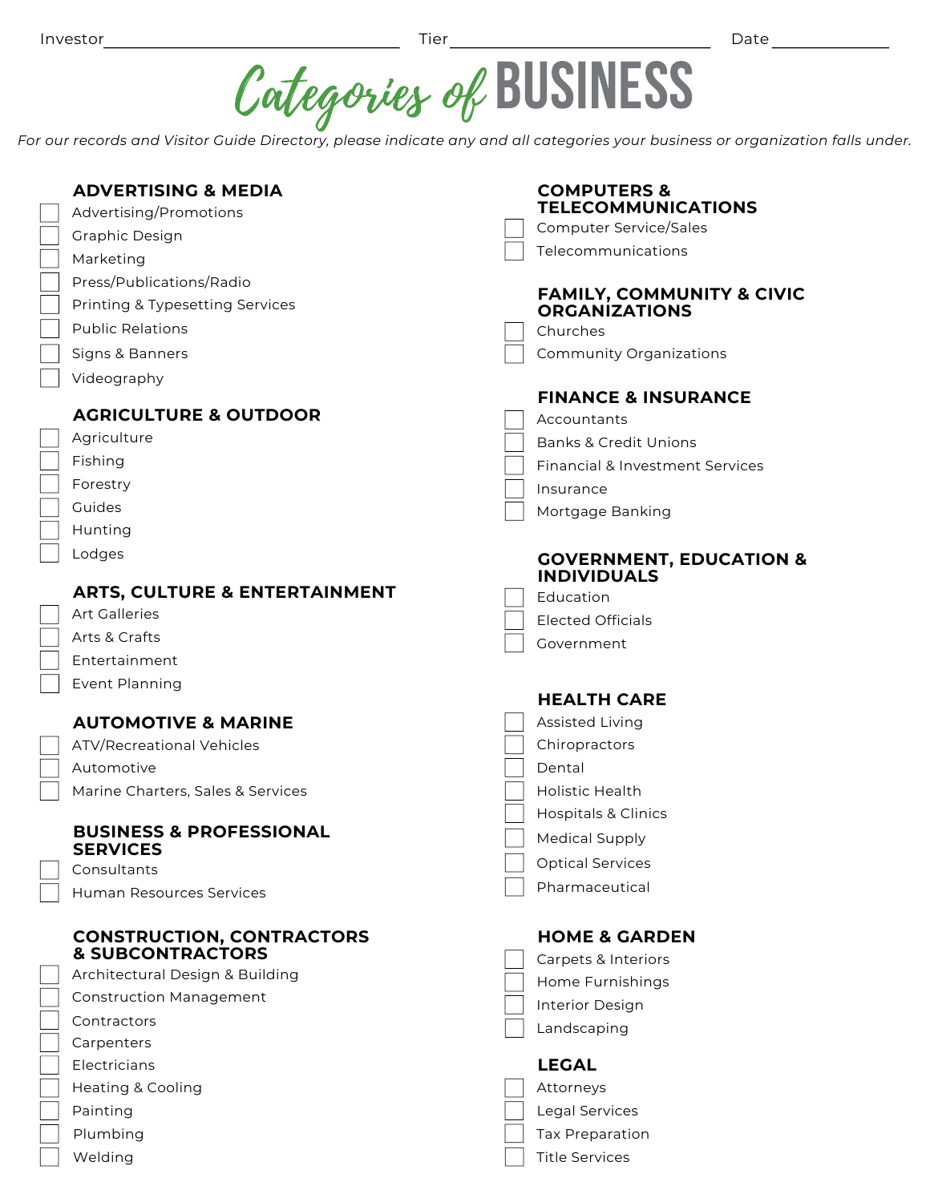Investor\_\_\_\_\_\_\_\_\_\_\_\_\_\_\_\_\_\_\_\_ Tier\_\_\_\_\_\_\_\_\_\_\_\_\_\_\_\_\_\_\_\_ Date\_\_\_\_\_\_\_\_\_\_

# Categories of BUSINESS

*For our records and Visitor Guide Directory, please indicate any and all categories your business or organization falls under.*

## ADVERTISING & MEDIA

- [ ] Advertising/Promotions
- [ ] Graphic Design
- [ ] Marketing
- [ ] Press/Publications/Radio
- [ ] Printing & Typesetting Services
- [ ] Public Relations
- [ ] Signs & Banners
- [ ] Videography

## AGRICULTURE & OUTDOOR

- [ ] Agriculture
- [ ] Fishing
- [ ] Forestry
- [ ] Guides
- [ ] Hunting
- [ ] Lodges

## ARTS, CULTURE & ENTERTAINMENT

- [ ] Art Galleries
- [ ] Arts & Crafts
- [ ] Entertainment
- [ ] Event Planning

## AUTOMOTIVE & MARINE

- [ ] ATV/Recreational Vehicles
- [ ] Automotive
- [ ] Marine Charters, Sales & Services

## BUSINESS & PROFESSIONAL SERVICES

- [ ] Consultants
- [ ] Human Resources Services

## CONSTRUCTION, CONTRACTORS & SUBCONTRACTORS

- [ ] Architectural Design & Building
- [ ] Construction Management
- [ ] Contractors
- [ ] Carpenters
- [ ] Electricians
- [ ] Heating & Cooling
- [ ] Painting
- [ ] Plumbing
- [ ] Welding

## COMPUTERS & TELECOMMUNICATIONS

- [ ] Computer Service/Sales
- [ ] Telecommunications

## FAMILY, COMMUNITY & CIVIC ORGANIZATIONS

- [ ] Churches
- [ ] Community Organizations

## FINANCE & INSURANCE

- [ ] Accountants
- [ ] Banks & Credit Unions
- [ ] Financial & Investment Services
- [ ] Insurance
- [ ] Mortgage Banking

## GOVERNMENT, EDUCATION & INDIVIDUALS

- [ ] Education
- [ ] Elected Officials
- [ ] Government

## HEALTH CARE

- [ ] Assisted Living
- [ ] Chiropractors
- [ ] Dental
- [ ] Holistic Health
- [ ] Hospitals & Clinics
- [ ] Medical Supply
- [ ] Optical Services
- [ ] Pharmaceutical

## HOME & GARDEN

- [ ] Carpets & Interiors
- [ ] Home Furnishings
- [ ] Interior Design
- [ ] Landscaping

## LEGAL

- [ ] Attorneys
- [ ] Legal Services
- [ ] Tax Preparation
- [ ] Title Services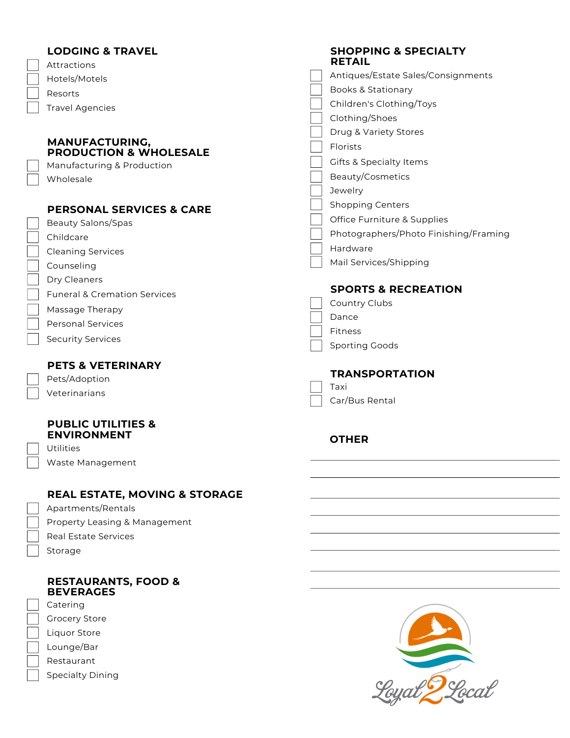## LODGING & TRAVEL

- [ ] Attractions
- [ ] Hotels/Motels
- [ ] Resorts
- [ ] Travel Agencies

## MANUFACTURING, PRODUCTION & WHOLESALE

- [ ] Manufacturing & Production
- [ ] Wholesale

## PERSONAL SERVICES & CARE

- [ ] Beauty Salons/Spas
- [ ] Childcare
- [ ] Cleaning Services
- [ ] Counseling
- [ ] Dry Cleaners
- [ ] Funeral & Cremation Services
- [ ] Massage Therapy
- [ ] Personal Services
- [ ] Security Services

## PETS & VETERINARY

- [ ] Pets/Adoption
- [ ] Veterinarians

## PUBLIC UTILITIES & ENVIRONMENT

- [ ] Utilities
- [ ] Waste Management

## REAL ESTATE, MOVING & STORAGE

- [ ] Apartments/Rentals
- [ ] Property Leasing & Management
- [ ] Real Estate Services
- [ ] Storage

## RESTAURANTS, FOOD & BEVERAGES

- [ ] Catering
- [ ] Grocery Store
- [ ] Liquor Store
- [ ] Lounge/Bar
- [ ] Restaurant
- [ ] Specialty Dining

## SHOPPING & SPECIALTY RETAIL

- [ ] Antiques/Estate Sales/Consignments
- [ ] Books & Stationary
- [ ] Children's Clothing/Toys
- [ ] Clothing/Shoes
- [ ] Drug & Variety Stores
- [ ] Florists
- [ ] Gifts & Specialty Items
- [ ] Beauty/Cosmetics
- [ ] Jewelry
- [ ] Shopping Centers
- [ ] Office Furniture & Supplies
- [ ] Photographers/Photo Finishing/Framing
- [ ] Hardware
- [ ] Mail Services/Shipping

## SPORTS & RECREATION

- [ ] Country Clubs
- [ ] Dance
- [ ] Fitness
- [ ] Sporting Goods

## TRANSPORTATION

- [ ] Taxi
- [ ] Car/Bus Rental

## OTHER

\_\_\_\_\_\_\_\_\_\_\_\_\_\_\_\_\_\_\_\_\_\_\_\_\_\_\_\_\_\_\_\_\_\_\_\_\_\_

\_\_\_\_\_\_\_\_\_\_\_\_\_\_\_\_\_\_\_\_\_\_\_\_\_\_\_\_\_\_\_\_\_\_\_\_\_\_

\_\_\_\_\_\_\_\_\_\_\_\_\_\_\_\_\_\_\_\_\_\_\_\_\_\_\_\_\_\_\_\_\_\_\_\_\_\_

\_\_\_\_\_\_\_\_\_\_\_\_\_\_\_\_\_\_\_\_\_\_\_\_\_\_\_\_\_\_\_\_\_\_\_\_\_\_

\_\_\_\_\_\_\_\_\_\_\_\_\_\_\_\_\_\_\_\_\_\_\_\_\_\_\_\_\_\_\_\_\_\_\_\_\_\_

\_\_\_\_\_\_\_\_\_\_\_\_\_\_\_\_\_\_\_\_\_\_\_\_\_\_\_\_\_\_\_\_\_\_\_\_\_\_

\_\_\_\_\_\_\_\_\_\_\_\_\_\_\_\_\_\_\_\_\_\_\_\_\_\_\_\_\_\_\_\_\_\_\_\_\_\_

\_\_\_\_\_\_\_\_\_\_\_\_\_\_\_\_\_\_\_\_\_\_\_\_\_\_\_\_\_\_\_\_\_\_\_\_\_\_

Loyal2Local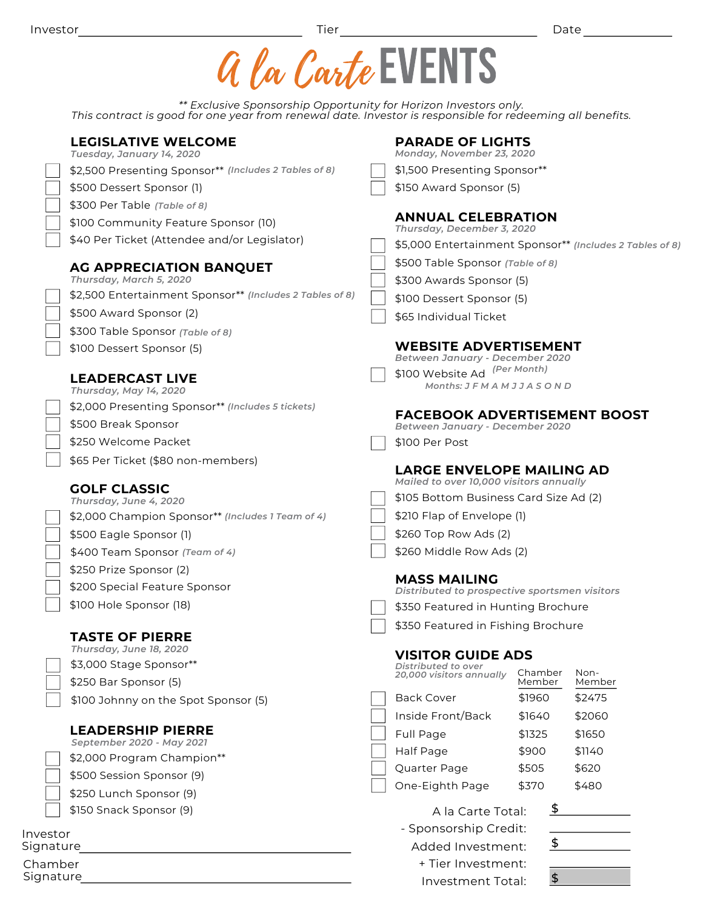Investor ______________________ Tier ______________________ Date ____________

# A la Carte EVENTS

*\*\* Exclusive Sponsorship Opportunity for Horizon Investors only.*
*This contract is good for one year from renewal date. Investor is responsible for redeeming all benefits.*

## LEGISLATIVE WELCOME
*Tuesday, January 14, 2020*

- ☐ $2,500 Presenting Sponsor** *(Includes 2 Tables of 8)*
- ☐ $500 Dessert Sponsor (1)
- ☐ $300 Per Table *(Table of 8)*
- ☐ $100 Community Feature Sponsor (10)
- ☐ $40 Per Ticket (Attendee and/or Legislator)

## AG APPRECIATION BANQUET
*Thursday, March 5, 2020*

- ☐ $2,500 Entertainment Sponsor** *(Includes 2 Tables of 8)*
- ☐ $500 Award Sponsor (2)
- ☐ $300 Table Sponsor *(Table of 8)*
- ☐ $100 Dessert Sponsor (5)

## LEADERCAST LIVE
*Thursday, May 14, 2020*

- ☐ $2,000 Presenting Sponsor** *(Includes 5 tickets)*
- ☐ $500 Break Sponsor
- ☐ $250 Welcome Packet
- ☐ $65 Per Ticket ($80 non-members)

## GOLF CLASSIC
*Thursday, June 4, 2020*

- ☐ $2,000 Champion Sponsor** *(Includes 1 Team of 4)*
- ☐ $500 Eagle Sponsor (1)
- ☐ $400 Team Sponsor *(Team of 4)*
- ☐ $250 Prize Sponsor (2)
- ☐ $200 Special Feature Sponsor
- ☐ $100 Hole Sponsor (18)

## TASTE OF PIERRE
*Thursday, June 18, 2020*

- ☐ $3,000 Stage Sponsor**
- ☐ $250 Bar Sponsor (5)
- ☐ $100 Johnny on the Spot Sponsor (5)

## LEADERSHIP PIERRE
*September 2020 - May 2021*

- ☐ $2,000 Program Champion**
- ☐ $500 Session Sponsor (9)
- ☐ $250 Lunch Sponsor (9)
- ☐ $150 Snack Sponsor (9)

## PARADE OF LIGHTS
*Monday, November 23, 2020*

- ☐ $1,500 Presenting Sponsor**
- ☐ $150 Award Sponsor (5)

## ANNUAL CELEBRATION
*Thursday, December 3, 2020*

- ☐ $5,000 Entertainment Sponsor** *(Includes 2 Tables of 8)*
- ☐ $500 Table Sponsor *(Table of 8)*
- ☐ $300 Awards Sponsor (5)
- ☐ $100 Dessert Sponsor (5)
- ☐ $65 Individual Ticket

## WEBSITE ADVERTISEMENT
*Between January - December 2020*

- ☐ $100 Website Ad *(Per Month)*
  *Months: J F M A M J J A S O N D*

## FACEBOOK ADVERTISEMENT BOOST
*Between January - December 2020*

- ☐ $100 Per Post

## LARGE ENVELOPE MAILING AD
*Mailed to over 10,000 visitors annually*

- ☐ $105 Bottom Business Card Size Ad (2)
- ☐ $210 Flap of Envelope (1)
- ☐ $260 Top Row Ads (2)
- ☐ $260 Middle Row Ads (2)

## MASS MAILING
*Distributed to prospective sportsmen visitors*

- ☐ $350 Featured in Hunting Brochure
- ☐ $350 Featured in Fishing Brochure

## VISITOR GUIDE ADS
*Distributed to over 20,000 visitors annually*

| | Chamber Member | Non-Member |
|---|---|---|
| ☐ Back Cover | $1960 | $2475 |
| ☐ Inside Front/Back | $1640 | $2060 |
| ☐ Full Page | $1325 | $1650 |
| ☐ Half Page | $900 | $1140 |
| ☐ Quarter Page | $505 | $620 |
| ☐ One-Eighth Page | $370 | $480 |

A la Carte Total: $ ____________
\- Sponsorship Credit: ____________
Added Investment: $ ____________
\+ Tier Investment: ____________
Investment Total: $ ____________

Investor Signature ______________________________

Chamber Signature ______________________________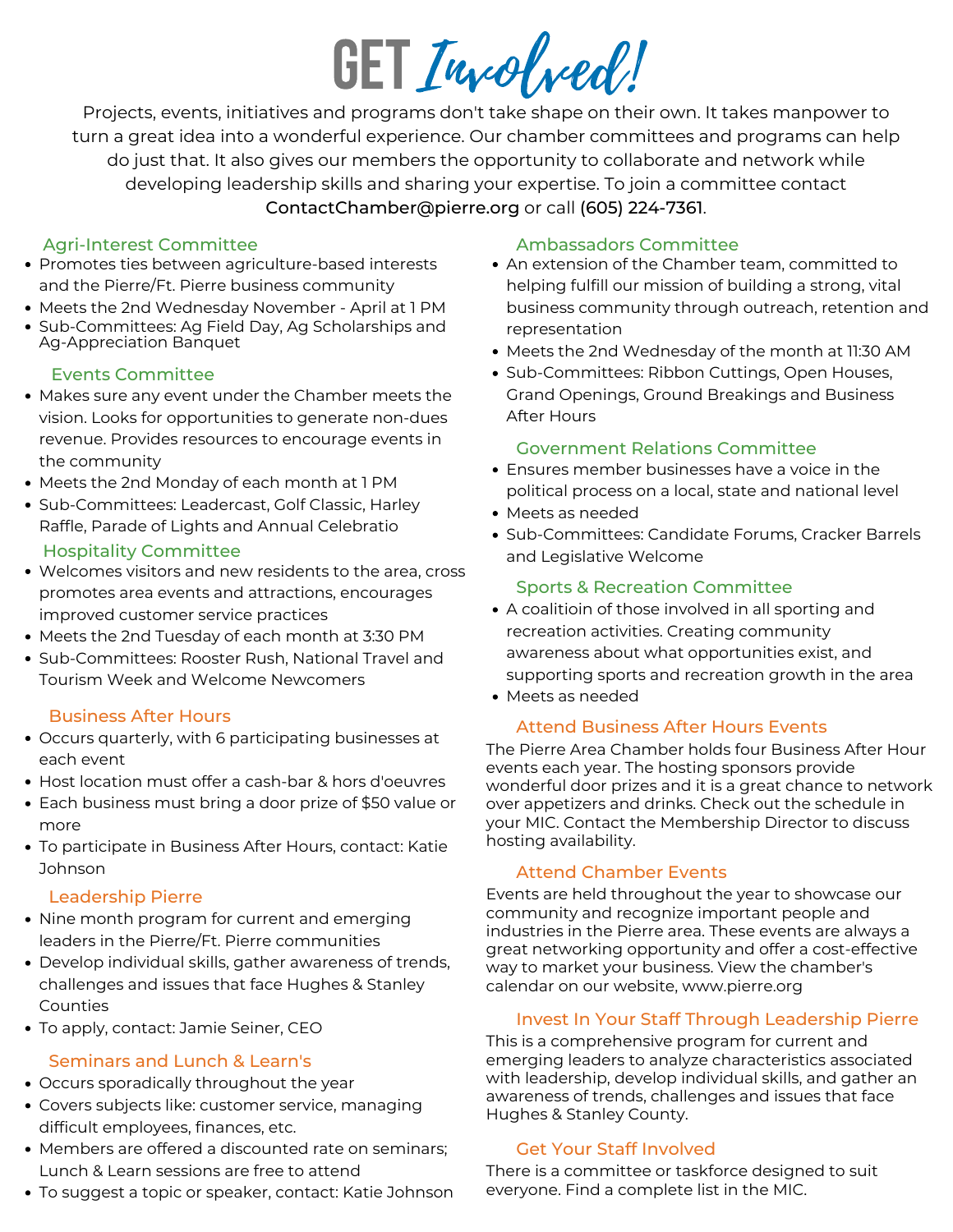# GET *Involved!*

Projects, events, initiatives and programs don't take shape on their own. It takes manpower to turn a great idea into a wonderful experience. Our chamber committees and programs can help do just that. It also gives our members the opportunity to collaborate and network while developing leadership skills and sharing your expertise. To join a committee contact ContactChamber@pierre.org or call (605) 224-7361.

### Agri-Interest Committee

- Promotes ties between agriculture-based interests and the Pierre/Ft. Pierre business community
- Meets the 2nd Wednesday November - April at 1 PM
- Sub-Committees: Ag Field Day, Ag Scholarships and Ag-Appreciation Banquet

### Events Committee

- Makes sure any event under the Chamber meets the vision. Looks for opportunities to generate non-dues revenue. Provides resources to encourage events in the community
- Meets the 2nd Monday of each month at 1 PM
- Sub-Committees: Leadercast, Golf Classic, Harley Raffle, Parade of Lights and Annual Celebratio

### Hospitality Committee

- Welcomes visitors and new residents to the area, cross promotes area events and attractions, encourages improved customer service practices
- Meets the 2nd Tuesday of each month at 3:30 PM
- Sub-Committees: Rooster Rush, National Travel and Tourism Week and Welcome Newcomers

### Business After Hours

- Occurs quarterly, with 6 participating businesses at each event
- Host location must offer a cash-bar & hors d'oeuvres
- Each business must bring a door prize of $50 value or more
- To participate in Business After Hours, contact: Katie Johnson

### Leadership Pierre

- Nine month program for current and emerging leaders in the Pierre/Ft. Pierre communities
- Develop individual skills, gather awareness of trends, challenges and issues that face Hughes & Stanley Counties
- To apply, contact: Jamie Seiner, CEO

### Seminars and Lunch & Learn's

- Occurs sporadically throughout the year
- Covers subjects like: customer service, managing difficult employees, finances, etc.
- Members are offered a discounted rate on seminars; Lunch & Learn sessions are free to attend
- To suggest a topic or speaker, contact: Katie Johnson

### Ambassadors Committee

- An extension of the Chamber team, committed to helping fulfill our mission of building a strong, vital business community through outreach, retention and representation
- Meets the 2nd Wednesday of the month at 11:30 AM
- Sub-Committees: Ribbon Cuttings, Open Houses, Grand Openings, Ground Breakings and Business After Hours

### Government Relations Committee

- Ensures member businesses have a voice in the political process on a local, state and national level
- Meets as needed
- Sub-Committees: Candidate Forums, Cracker Barrels and Legislative Welcome

### Sports & Recreation Committee

- A coalitioin of those involved in all sporting and recreation activities. Creating community awareness about what opportunities exist, and supporting sports and recreation growth in the area
- Meets as needed

### Attend Business After Hours Events

The Pierre Area Chamber holds four Business After Hour events each year. The hosting sponsors provide wonderful door prizes and it is a great chance to network over appetizers and drinks. Check out the schedule in your MIC. Contact the Membership Director to discuss hosting availability.

### Attend Chamber Events

Events are held throughout the year to showcase our community and recognize important people and industries in the Pierre area. These events are always a great networking opportunity and offer a cost-effective way to market your business. View the chamber's calendar on our website, www.pierre.org

### Invest In Your Staff Through Leadership Pierre

This is a comprehensive program for current and emerging leaders to analyze characteristics associated with leadership, develop individual skills, and gather an awareness of trends, challenges and issues that face Hughes & Stanley County.

### Get Your Staff Involved

There is a committee or taskforce designed to suit everyone. Find a complete list in the MIC.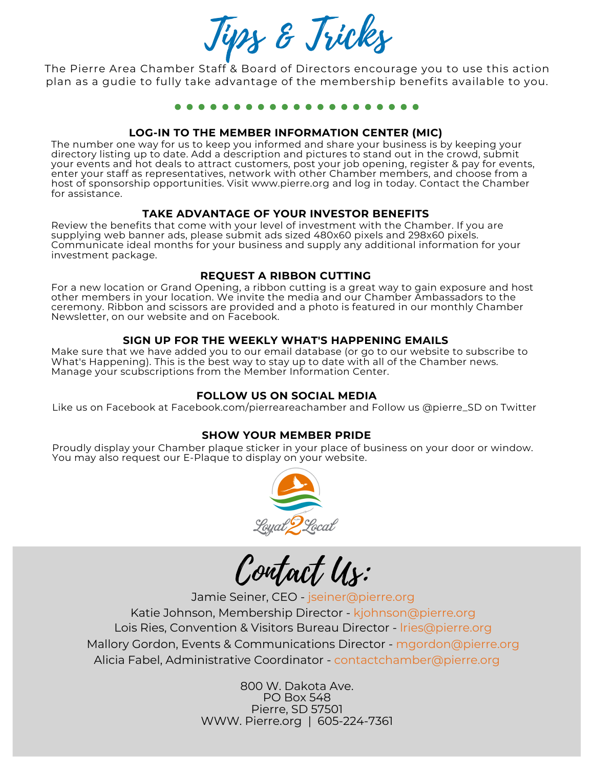# Tips & Tricks

The Pierre Area Chamber Staff & Board of Directors encourage you to use this action plan as a gudie to fully take advantage of the membership benefits available to you.

### LOG-IN TO THE MEMBER INFORMATION CENTER (MIC)

The number one way for us to keep you informed and share your business is by keeping your directory listing up to date. Add a description and pictures to stand out in the crowd, submit your events and hot deals to attract customers, post your job opening, register & pay for events, enter your staff as representatives, network with other Chamber members, and choose from a host of sponsorship opportunities. Visit www.pierre.org and log in today. Contact the Chamber for assistance.

### TAKE ADVANTAGE OF YOUR INVESTOR BENEFITS

Review the benefits that come with your level of investment with the Chamber. If you are supplying web banner ads, please submit ads sized 480x60 pixels and 298x60 pixels. Communicate ideal months for your business and supply any additional information for your investment package.

### REQUEST A RIBBON CUTTING

For a new location or Grand Opening, a ribbon cutting is a great way to gain exposure and host other members in your location. We invite the media and our Chamber Ambassadors to the ceremony. Ribbon and scissors are provided and a photo is featured in our monthly Chamber Newsletter, on our website and on Facebook.

### SIGN UP FOR THE WEEKLY WHAT'S HAPPENING EMAILS

Make sure that we have added you to our email database (or go to our website to subscribe to What's Happening). This is the best way to stay up to date with all of the Chamber news. Manage your scubscriptions from the Member Information Center.

### FOLLOW US ON SOCIAL MEDIA

Like us on Facebook at Facebook.com/pierreareachamber and Follow us @pierre_SD on Twitter

### SHOW YOUR MEMBER PRIDE

Proudly display your Chamber plaque sticker in your place of business on your door or window. You may also request our E-Plaque to display on your website.

Loyal 2 Local

## Contact Us:

Jamie Seiner, CEO - jseiner@pierre.org
Katie Johnson, Membership Director - kjohnson@pierre.org
Lois Ries, Convention & Visitors Bureau Director - lries@pierre.org
Mallory Gordon, Events & Communications Director - mgordon@pierre.org
Alicia Fabel, Administrative Coordinator - contactchamber@pierre.org

800 W. Dakota Ave.
PO Box 548
Pierre, SD 57501
WWW. Pierre.org | 605-224-7361